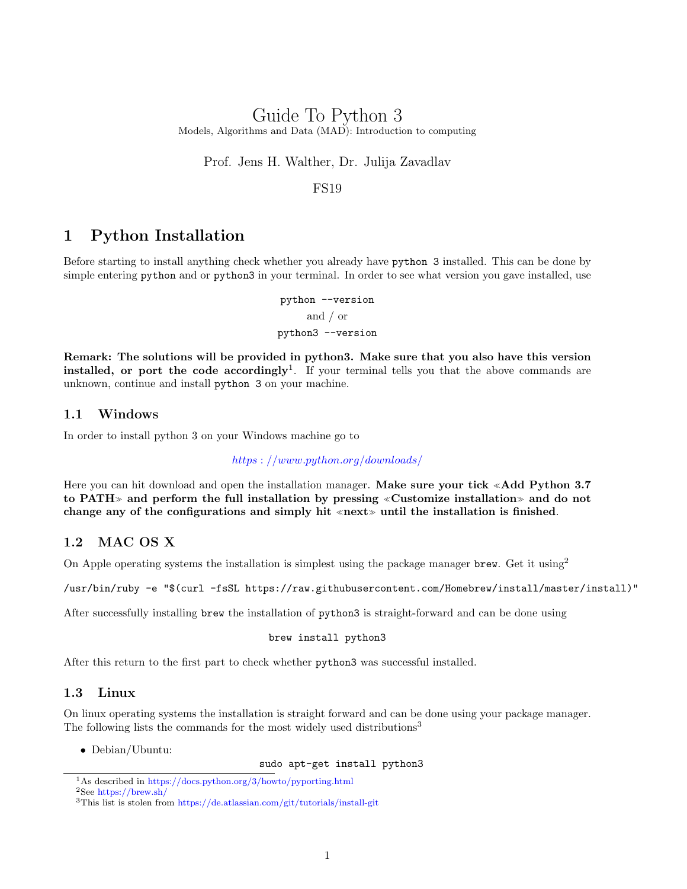# Guide To Python 3

Models, Algorithms and Data (MAD): Introduction to computing

Prof. Jens H. Walther, Dr. Julija Zavadlav

FS19

## 1 Python Installation

Before starting to install anything check whether you already have `python 3` installed. This can be done by simple entering `python` and or `python3` in your terminal. In order to see what version you gave installed, use

```
python --version
```

and / or

```
python3 --version
```

**Remark: The solutions will be provided in python3. Make sure that you also have this version installed, or port the code accordingly**[1]. If your terminal tells you that the above commands are unknown, continue and install `python 3` on your machine.

### 1.1 Windows

In order to install python 3 on your Windows machine go to

*https://www.python.org/downloads/*

Here you can hit download and open the installation manager. **Make sure your tick ≪Add Python 3.7 to PATH≫ and perform the full installation by pressing ≪Customize installation≫ and do not change any of the configurations and simply hit ≪next≫ until the installation is finished**.

### 1.2 MAC OS X

On Apple operating systems the installation is simplest using the package manager `brew`. Get it using[2]

```
/usr/bin/ruby -e "$(curl -fsSL https://raw.githubusercontent.com/Homebrew/install/master/install)"
```

After successfully installing `brew` the installation of `python3` is straight-forward and can be done using

```
brew install python3
```

After this return to the first part to check whether `python3` was successful installed.

### 1.3 Linux

On linux operating systems the installation is straight forward and can be done using your package manager. The following lists the commands for the most widely used distributions[3]

- Debian/Ubuntu:

```
sudo apt-get install python3
```

---

[1] As described in https://docs.python.org/3/howto/pyporting.html

[2] See https://brew.sh/

[3] This list is stolen from https://de.atlassian.com/git/tutorials/install-git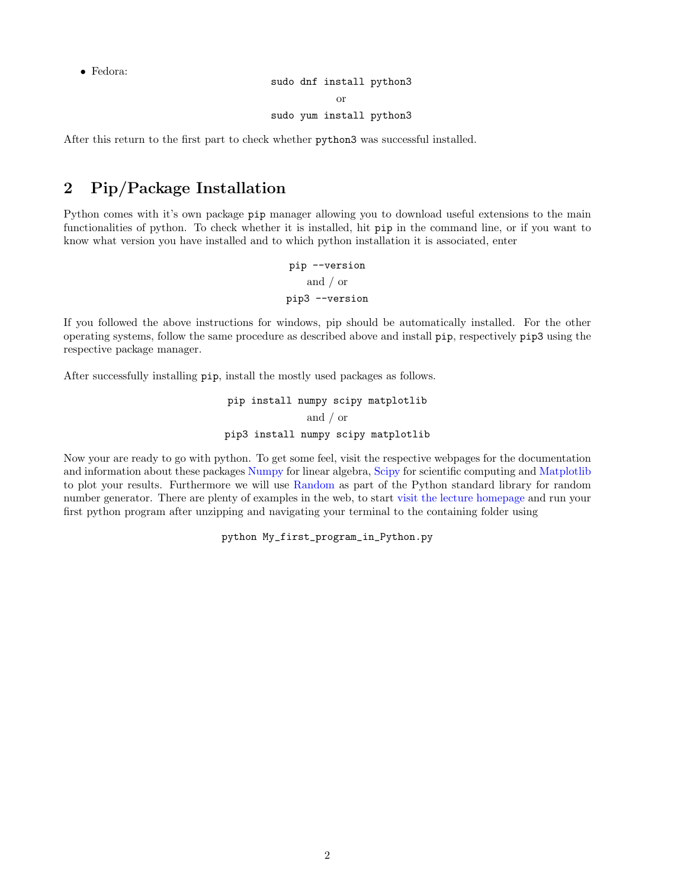- Fedora:

```
sudo dnf install python3
```

or

```
sudo yum install python3
```

After this return to the first part to check whether python3 was successful installed.

## 2 Pip/Package Installation

Python comes with it's own package pip manager allowing you to download useful extensions to the main functionalities of python. To check whether it is installed, hit pip in the command line, or if you want to know what version you have installed and to which python installation it is associated, enter

```
pip --version
```

and / or

```
pip3 --version
```

If you followed the above instructions for windows, pip should be automatically installed. For the other operating systems, follow the same procedure as described above and install pip, respectively pip3 using the respective package manager.

After successfully installing pip, install the mostly used packages as follows.

```
pip install numpy scipy matplotlib
```

and / or

```
pip3 install numpy scipy matplotlib
```

Now your are ready to go with python. To get some feel, visit the respective webpages for the documentation and information about these packages Numpy for linear algebra, Scipy for scientific computing and Matplotlib to plot your results. Furthermore we will use Random as part of the Python standard library for random number generator. There are plenty of examples in the web, to start visit the lecture homepage and run your first python program after unzipping and navigating your terminal to the containing folder using

```
python My_first_program_in_Python.py
```